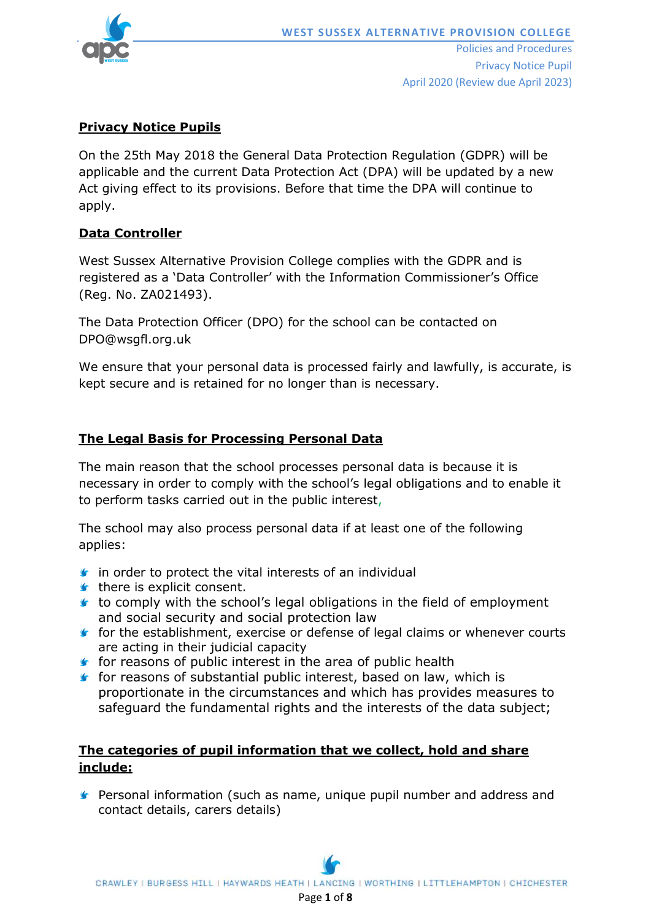## Privacy Notice Pupils

On the 25th May 2018 the General Data Protection Regulation (GDPR) will be applicable and the current Data Protection Act (DPA) will be updated by a new Act giving effect to its provisions. Before that time the DPA will continue to apply.

## Data Controller

West Sussex Alternative Provision College complies with the GDPR and is registered as a 'Data Controller' with the Information Commissioner's Office (Reg. No. ZA021493).

The Data Protection Officer (DPO) for the school can be contacted on DPO@wsgfl.org.uk

We ensure that your personal data is processed fairly and lawfully, is accurate, is kept secure and is retained for no longer than is necessary.

## The Legal Basis for Processing Personal Data

The main reason that the school processes personal data is because it is necessary in order to comply with the school's legal obligations and to enable it to perform tasks carried out in the public interest,

The school may also process personal data if at least one of the following applies:

- in order to protect the vital interests of an individual
- there is explicit consent.
- to comply with the school's legal obligations in the field of employment and social security and social protection law
- for the establishment, exercise or defense of legal claims or whenever courts are acting in their judicial capacity
- for reasons of public interest in the area of public health
- for reasons of substantial public interest, based on law, which is proportionate in the circumstances and which has provides measures to safeguard the fundamental rights and the interests of the data subject;

## The categories of pupil information that we collect, hold and share include:

- Personal information (such as name, unique pupil number and address and contact details, carers details)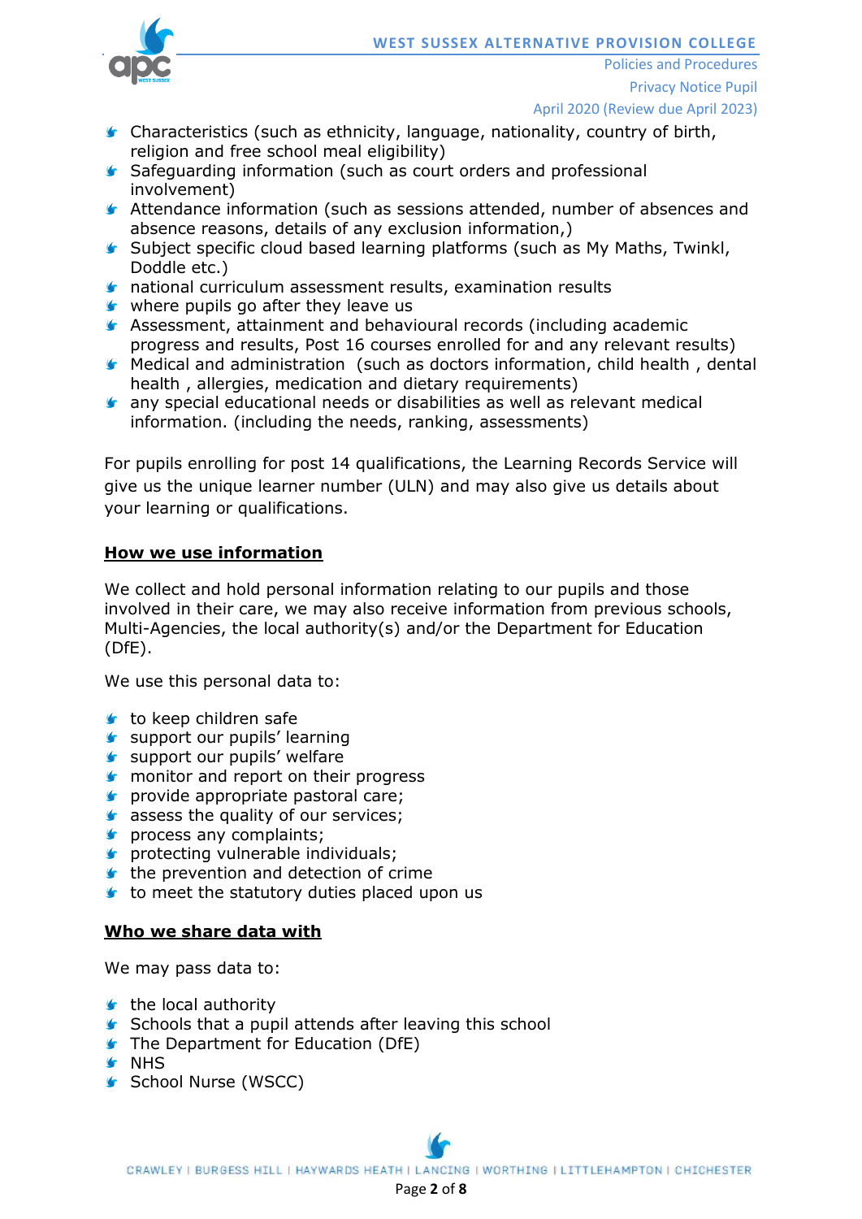- Characteristics (such as ethnicity, language, nationality, country of birth, religion and free school meal eligibility)
- Safeguarding information (such as court orders and professional involvement)
- Attendance information (such as sessions attended, number of absences and absence reasons, details of any exclusion information,)
- Subject specific cloud based learning platforms (such as My Maths, Twinkl, Doddle etc.)
- national curriculum assessment results, examination results
- where pupils go after they leave us
- Assessment, attainment and behavioural records (including academic progress and results, Post 16 courses enrolled for and any relevant results)
- Medical and administration (such as doctors information, child health , dental health , allergies, medication and dietary requirements)
- any special educational needs or disabilities as well as relevant medical information. (including the needs, ranking, assessments)

For pupils enrolling for post 14 qualifications, the Learning Records Service will give us the unique learner number (ULN) and may also give us details about your learning or qualifications.

## **How we use information**

We collect and hold personal information relating to our pupils and those involved in their care, we may also receive information from previous schools, Multi-Agencies, the local authority(s) and/or the Department for Education (DfE).

We use this personal data to:

- to keep children safe
- support our pupils' learning
- support our pupils' welfare
- monitor and report on their progress
- provide appropriate pastoral care;
- assess the quality of our services;
- process any complaints;
- protecting vulnerable individuals;
- the prevention and detection of crime
- to meet the statutory duties placed upon us

## **Who we share data with**

We may pass data to:

- the local authority
- Schools that a pupil attends after leaving this school
- The Department for Education (DfE)
- NHS
- School Nurse (WSCC)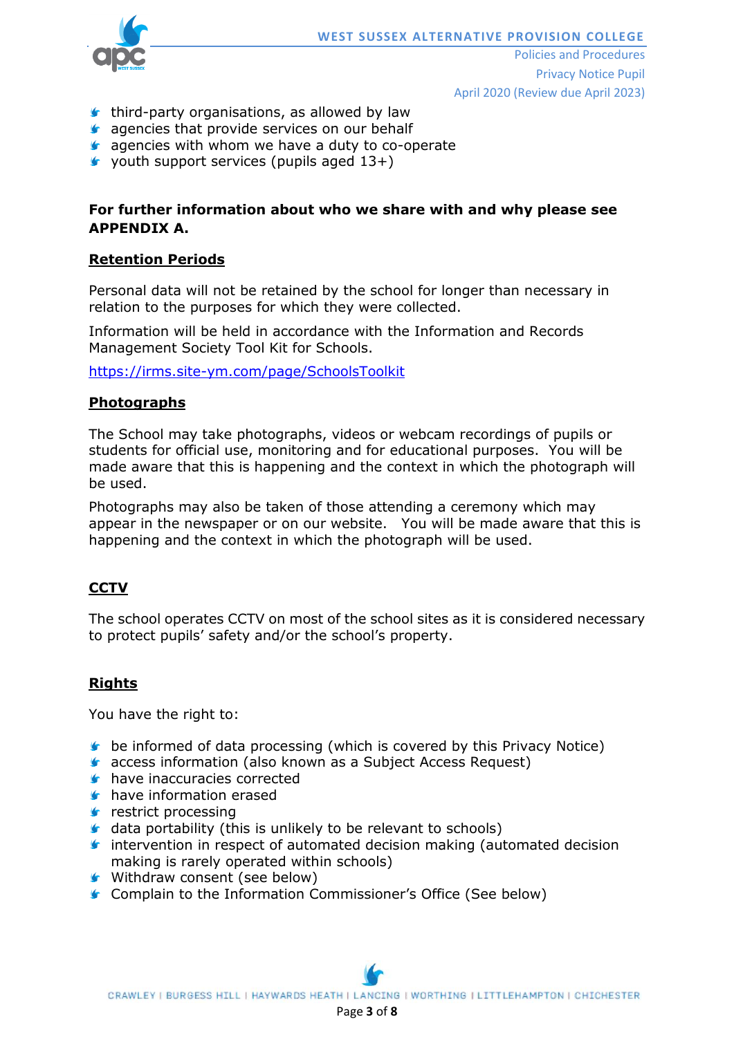- third-party organisations, as allowed by law
- agencies that provide services on our behalf
- agencies with whom we have a duty to co-operate
- youth support services (pupils aged 13+)

**For further information about who we share with and why please see APPENDIX A.**

## Retention Periods

Personal data will not be retained by the school for longer than necessary in relation to the purposes for which they were collected.

Information will be held in accordance with the Information and Records Management Society Tool Kit for Schools.

https://irms.site-ym.com/page/SchoolsToolkit

## Photographs

The School may take photographs, videos or webcam recordings of pupils or students for official use, monitoring and for educational purposes. You will be made aware that this is happening and the context in which the photograph will be used.

Photographs may also be taken of those attending a ceremony which may appear in the newspaper or on our website. You will be made aware that this is happening and the context in which the photograph will be used.

## CCTV

The school operates CCTV on most of the school sites as it is considered necessary to protect pupils' safety and/or the school's property.

## Rights

You have the right to:

- be informed of data processing (which is covered by this Privacy Notice)
- access information (also known as a Subject Access Request)
- have inaccuracies corrected
- have information erased
- restrict processing
- data portability (this is unlikely to be relevant to schools)
- intervention in respect of automated decision making (automated decision making is rarely operated within schools)
- Withdraw consent (see below)
- Complain to the Information Commissioner's Office (See below)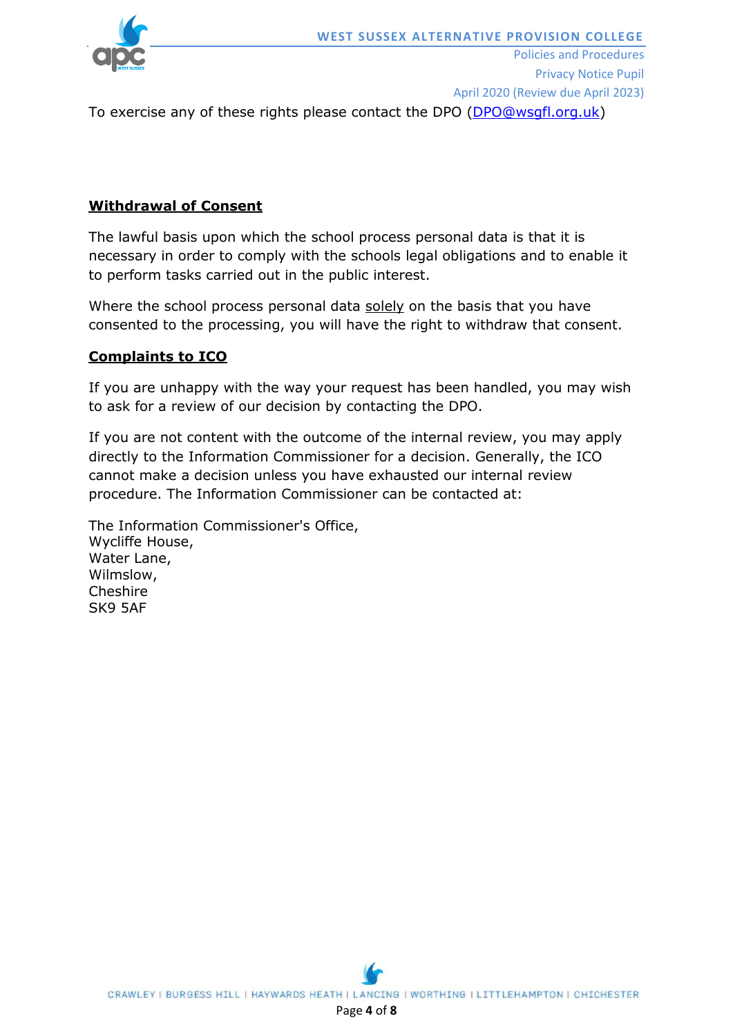To exercise any of these rights please contact the DPO (DPO@wsgfl.org.uk)

## **Withdrawal of Consent**

The lawful basis upon which the school process personal data is that it is necessary in order to comply with the schools legal obligations and to enable it to perform tasks carried out in the public interest.

Where the school process personal data solely on the basis that you have consented to the processing, you will have the right to withdraw that consent.

## **Complaints to ICO**

If you are unhappy with the way your request has been handled, you may wish to ask for a review of our decision by contacting the DPO.

If you are not content with the outcome of the internal review, you may apply directly to the Information Commissioner for a decision. Generally, the ICO cannot make a decision unless you have exhausted our internal review procedure. The Information Commissioner can be contacted at:

The Information Commissioner's Office,
Wycliffe House,
Water Lane,
Wilmslow,
Cheshire
SK9 5AF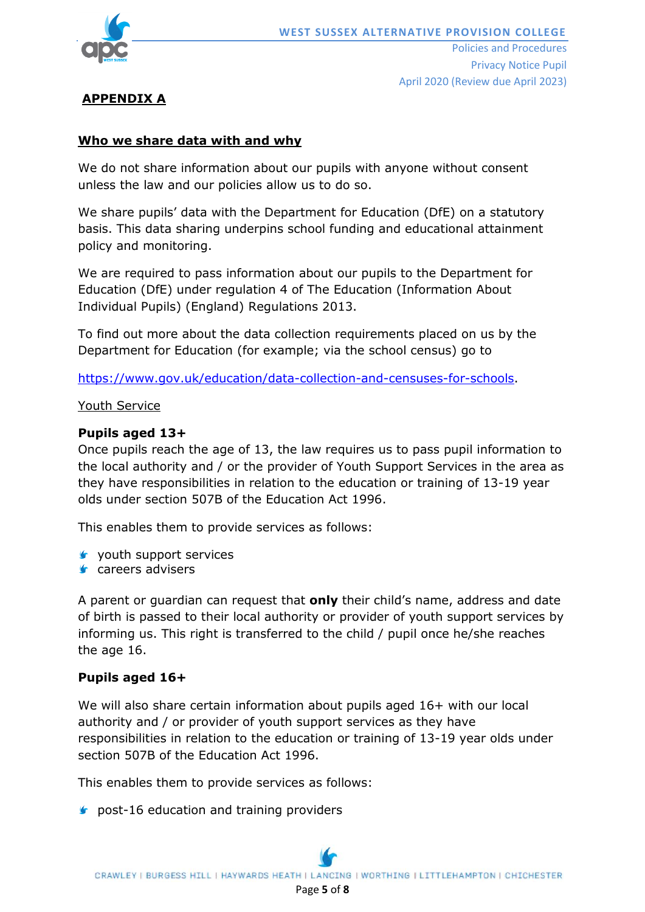## APPENDIX A

### Who we share data with and why

We do not share information about our pupils with anyone without consent unless the law and our policies allow us to do so.

We share pupils' data with the Department for Education (DfE) on a statutory basis. This data sharing underpins school funding and educational attainment policy and monitoring.

We are required to pass information about our pupils to the Department for Education (DfE) under regulation 4 of The Education (Information About Individual Pupils) (England) Regulations 2013.

To find out more about the data collection requirements placed on us by the Department for Education (for example; via the school census) go to

https://www.gov.uk/education/data-collection-and-censuses-for-schools.

Youth Service

**Pupils aged 13+**

Once pupils reach the age of 13, the law requires us to pass pupil information to the local authority and / or the provider of Youth Support Services in the area as they have responsibilities in relation to the education or training of 13-19 year olds under section 507B of the Education Act 1996.

This enables them to provide services as follows:

- youth support services
- careers advisers

A parent or guardian can request that **only** their child's name, address and date of birth is passed to their local authority or provider of youth support services by informing us. This right is transferred to the child / pupil once he/she reaches the age 16.

**Pupils aged 16+**

We will also share certain information about pupils aged 16+ with our local authority and / or provider of youth support services as they have responsibilities in relation to the education or training of 13-19 year olds under section 507B of the Education Act 1996.

This enables them to provide services as follows:

- post-16 education and training providers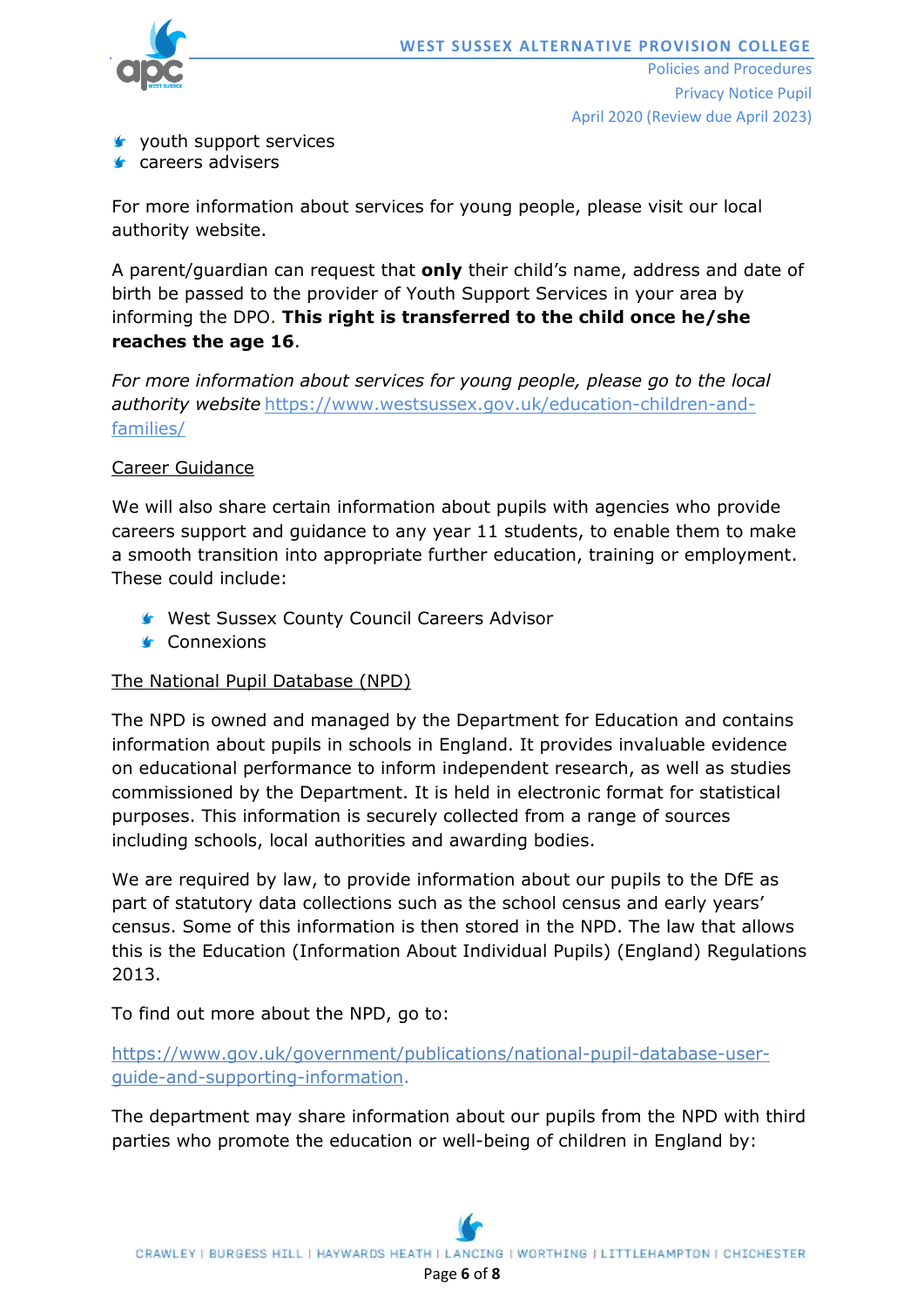- youth support services
- careers advisers

For more information about services for young people, please visit our local authority website.

A parent/guardian can request that **only** their child's name, address and date of birth be passed to the provider of Youth Support Services in your area by informing the DPO. **This right is transferred to the child once he/she reaches the age 16**.

*For more information about services for young people, please go to the local authority website* https://www.westsussex.gov.uk/education-children-and-families/

Career Guidance

We will also share certain information about pupils with agencies who provide careers support and guidance to any year 11 students, to enable them to make a smooth transition into appropriate further education, training or employment. These could include:

- West Sussex County Council Careers Advisor
- Connexions

The National Pupil Database (NPD)

The NPD is owned and managed by the Department for Education and contains information about pupils in schools in England. It provides invaluable evidence on educational performance to inform independent research, as well as studies commissioned by the Department. It is held in electronic format for statistical purposes. This information is securely collected from a range of sources including schools, local authorities and awarding bodies.

We are required by law, to provide information about our pupils to the DfE as part of statutory data collections such as the school census and early years' census. Some of this information is then stored in the NPD. The law that allows this is the Education (Information About Individual Pupils) (England) Regulations 2013.

To find out more about the NPD, go to:

https://www.gov.uk/government/publications/national-pupil-database-user-guide-and-supporting-information.

The department may share information about our pupils from the NPD with third parties who promote the education or well-being of children in England by: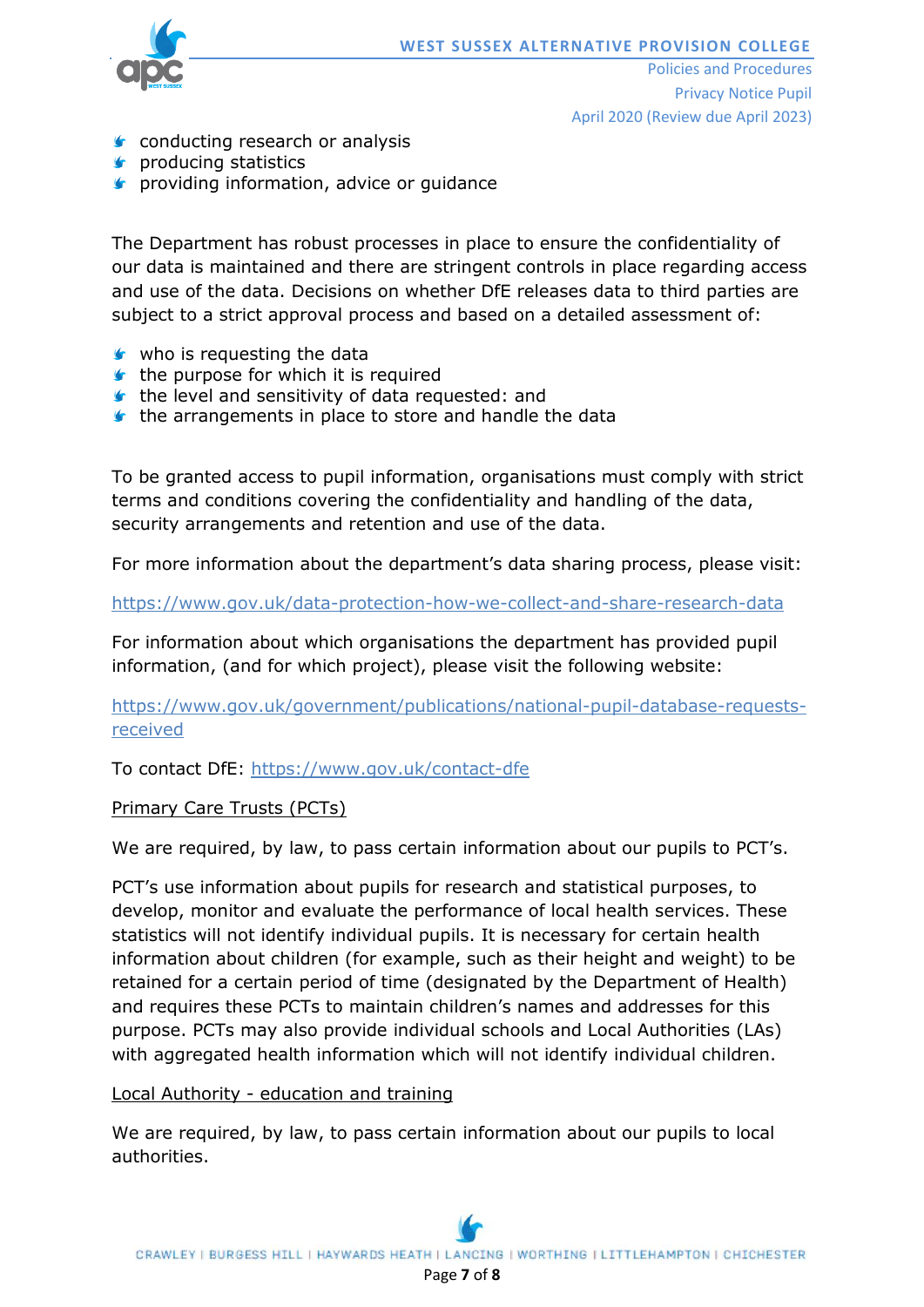- conducting research or analysis
- producing statistics
- providing information, advice or guidance

The Department has robust processes in place to ensure the confidentiality of our data is maintained and there are stringent controls in place regarding access and use of the data. Decisions on whether DfE releases data to third parties are subject to a strict approval process and based on a detailed assessment of:

- who is requesting the data
- the purpose for which it is required
- the level and sensitivity of data requested: and
- the arrangements in place to store and handle the data

To be granted access to pupil information, organisations must comply with strict terms and conditions covering the confidentiality and handling of the data, security arrangements and retention and use of the data.

For more information about the department's data sharing process, please visit:

https://www.gov.uk/data-protection-how-we-collect-and-share-research-data

For information about which organisations the department has provided pupil information, (and for which project), please visit the following website:

https://www.gov.uk/government/publications/national-pupil-database-requests-received

To contact DfE: https://www.gov.uk/contact-dfe

Primary Care Trusts (PCTs)

We are required, by law, to pass certain information about our pupils to PCT's.

PCT's use information about pupils for research and statistical purposes, to develop, monitor and evaluate the performance of local health services. These statistics will not identify individual pupils. It is necessary for certain health information about children (for example, such as their height and weight) to be retained for a certain period of time (designated by the Department of Health) and requires these PCTs to maintain children's names and addresses for this purpose. PCTs may also provide individual schools and Local Authorities (LAs) with aggregated health information which will not identify individual children.

Local Authority - education and training

We are required, by law, to pass certain information about our pupils to local authorities.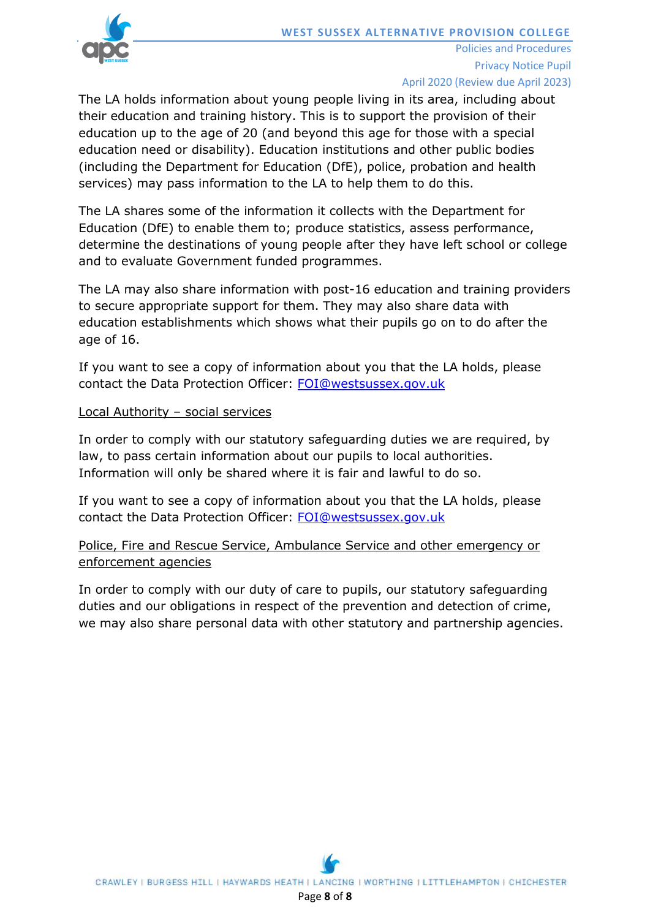The LA holds information about young people living in its area, including about their education and training history. This is to support the provision of their education up to the age of 20 (and beyond this age for those with a special education need or disability). Education institutions and other public bodies (including the Department for Education (DfE), police, probation and health services) may pass information to the LA to help them to do this.

The LA shares some of the information it collects with the Department for Education (DfE) to enable them to; produce statistics, assess performance, determine the destinations of young people after they have left school or college and to evaluate Government funded programmes.

The LA may also share information with post-16 education and training providers to secure appropriate support for them. They may also share data with education establishments which shows what their pupils go on to do after the age of 16.

If you want to see a copy of information about you that the LA holds, please contact the Data Protection Officer: FOI@westsussex.gov.uk

Local Authority – social services

In order to comply with our statutory safeguarding duties we are required, by law, to pass certain information about our pupils to local authorities. Information will only be shared where it is fair and lawful to do so.

If you want to see a copy of information about you that the LA holds, please contact the Data Protection Officer: FOI@westsussex.gov.uk

Police, Fire and Rescue Service, Ambulance Service and other emergency or enforcement agencies

In order to comply with our duty of care to pupils, our statutory safeguarding duties and our obligations in respect of the prevention and detection of crime, we may also share personal data with other statutory and partnership agencies.